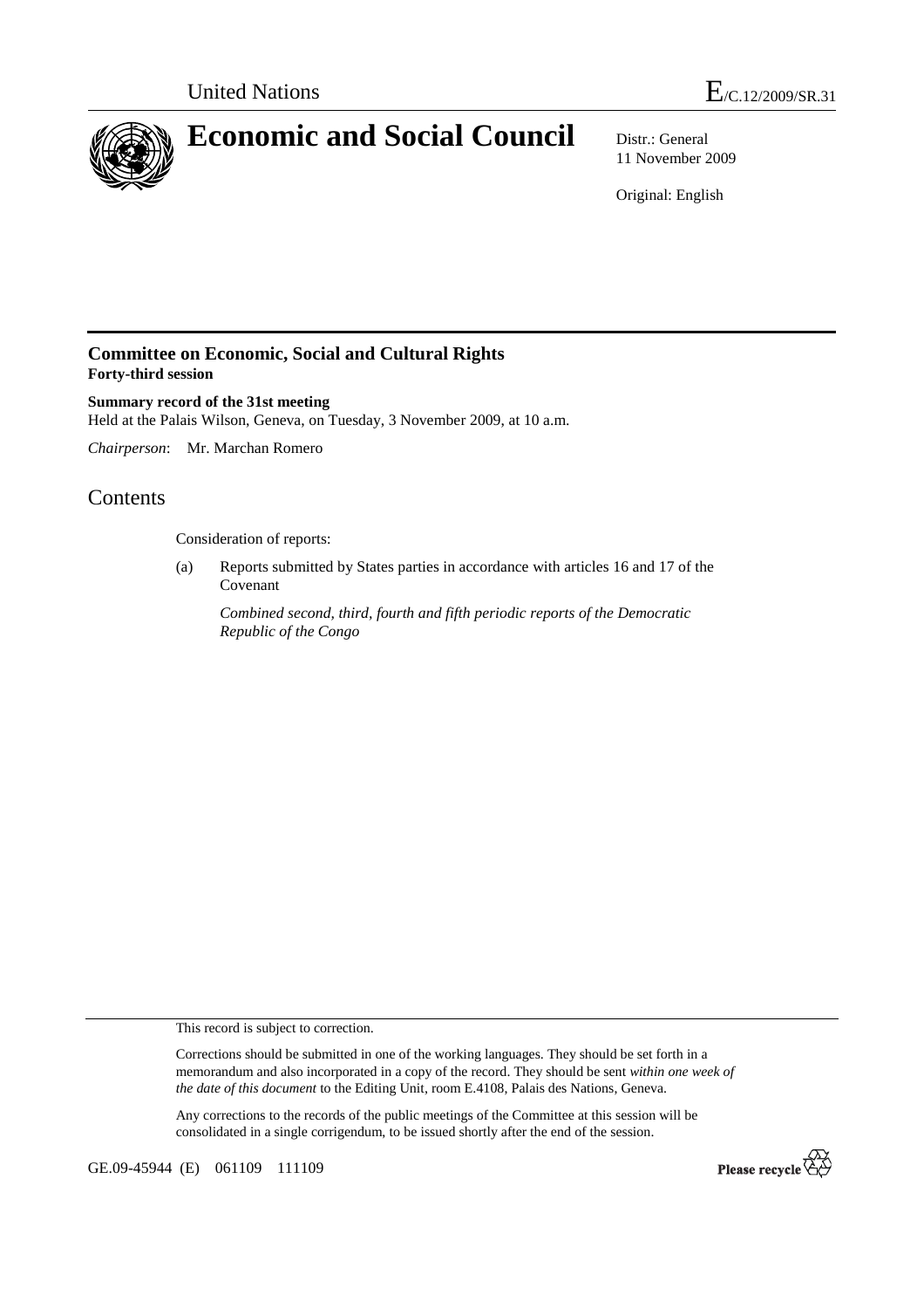United Nations

E/C.12/2009/SR.31

# Economic and Social Council

Distr.: General
11 November 2009

Original: English

## Committee on Economic, Social and Cultural Rights
**Forty-third session**

**Summary record of the 31st meeting**
Held at the Palais Wilson, Geneva, on Tuesday, 3 November 2009, at 10 a.m.

*Chairperson*: Mr. Marchan Romero

# Contents

Consideration of reports:

(a) Reports submitted by States parties in accordance with articles 16 and 17 of the Covenant

*Combined second, third, fourth and fifth periodic reports of the Democratic Republic of the Congo*

This record is subject to correction.

Corrections should be submitted in one of the working languages. They should be set forth in a memorandum and also incorporated in a copy of the record. They should be sent *within one week of the date of this document* to the Editing Unit, room E.4108, Palais des Nations, Geneva.

Any corrections to the records of the public meetings of the Committee at this session will be consolidated in a single corrigendum, to be issued shortly after the end of the session.

GE.09-45944 (E) 061109 111109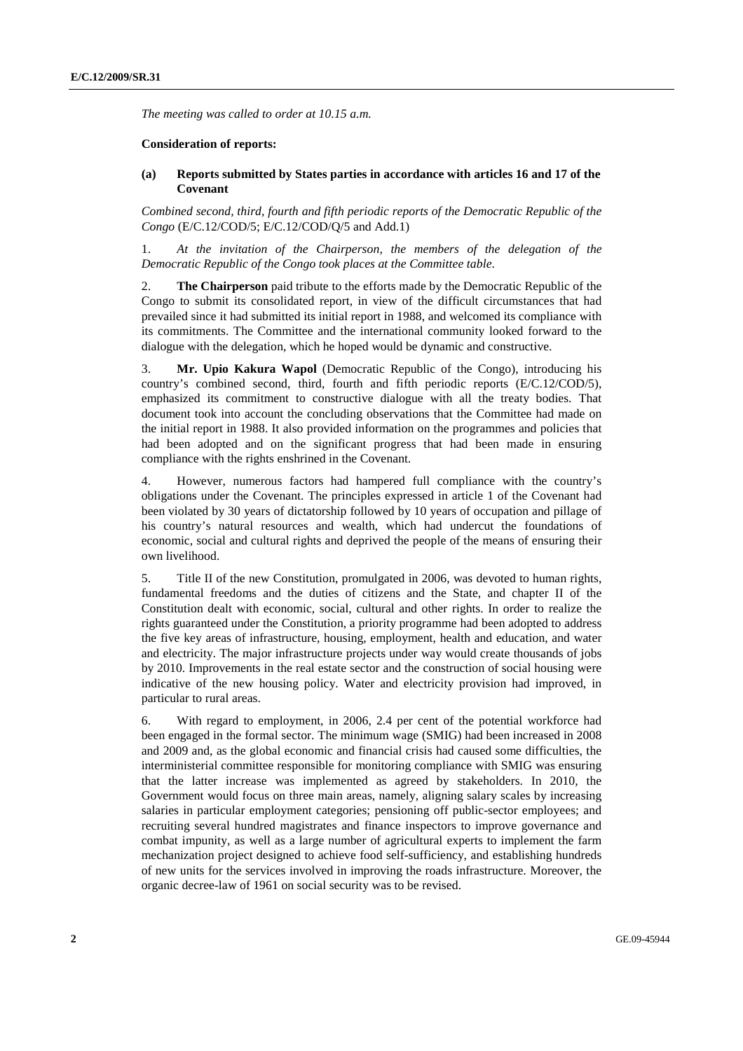*The meeting was called to order at 10.15 a.m.*

**Consideration of reports:**

**(a) Reports submitted by States parties in accordance with articles 16 and 17 of the Covenant**

*Combined second, third, fourth and fifth periodic reports of the Democratic Republic of the Congo* (E/C.12/COD/5; E/C.12/COD/Q/5 and Add.1)

1. *At the invitation of the Chairperson, the members of the delegation of the Democratic Republic of the Congo took places at the Committee table*.

2. **The Chairperson** paid tribute to the efforts made by the Democratic Republic of the Congo to submit its consolidated report, in view of the difficult circumstances that had prevailed since it had submitted its initial report in 1988, and welcomed its compliance with its commitments. The Committee and the international community looked forward to the dialogue with the delegation, which he hoped would be dynamic and constructive.

3. **Mr. Upio Kakura Wapol** (Democratic Republic of the Congo), introducing his country's combined second, third, fourth and fifth periodic reports (E/C.12/COD/5), emphasized its commitment to constructive dialogue with all the treaty bodies. That document took into account the concluding observations that the Committee had made on the initial report in 1988. It also provided information on the programmes and policies that had been adopted and on the significant progress that had been made in ensuring compliance with the rights enshrined in the Covenant.

4. However, numerous factors had hampered full compliance with the country's obligations under the Covenant. The principles expressed in article 1 of the Covenant had been violated by 30 years of dictatorship followed by 10 years of occupation and pillage of his country's natural resources and wealth, which had undercut the foundations of economic, social and cultural rights and deprived the people of the means of ensuring their own livelihood.

5. Title II of the new Constitution, promulgated in 2006, was devoted to human rights, fundamental freedoms and the duties of citizens and the State, and chapter II of the Constitution dealt with economic, social, cultural and other rights. In order to realize the rights guaranteed under the Constitution, a priority programme had been adopted to address the five key areas of infrastructure, housing, employment, health and education, and water and electricity. The major infrastructure projects under way would create thousands of jobs by 2010. Improvements in the real estate sector and the construction of social housing were indicative of the new housing policy. Water and electricity provision had improved, in particular to rural areas.

6. With regard to employment, in 2006, 2.4 per cent of the potential workforce had been engaged in the formal sector. The minimum wage (SMIG) had been increased in 2008 and 2009 and, as the global economic and financial crisis had caused some difficulties, the interministerial committee responsible for monitoring compliance with SMIG was ensuring that the latter increase was implemented as agreed by stakeholders. In 2010, the Government would focus on three main areas, namely, aligning salary scales by increasing salaries in particular employment categories; pensioning off public-sector employees; and recruiting several hundred magistrates and finance inspectors to improve governance and combat impunity, as well as a large number of agricultural experts to implement the farm mechanization project designed to achieve food self-sufficiency, and establishing hundreds of new units for the services involved in improving the roads infrastructure. Moreover, the organic decree-law of 1961 on social security was to be revised.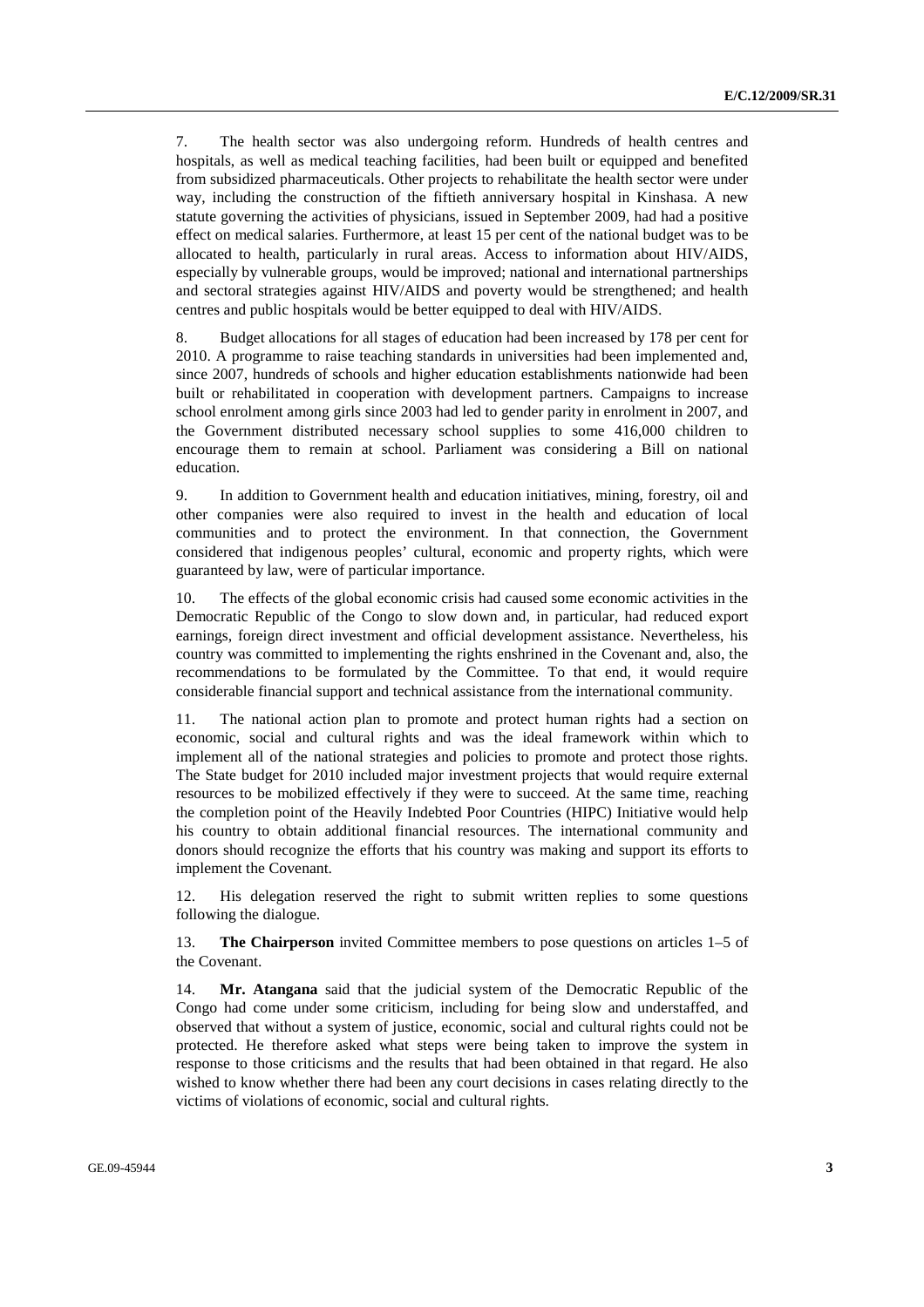7. The health sector was also undergoing reform. Hundreds of health centres and hospitals, as well as medical teaching facilities, had been built or equipped and benefited from subsidized pharmaceuticals. Other projects to rehabilitate the health sector were under way, including the construction of the fiftieth anniversary hospital in Kinshasa. A new statute governing the activities of physicians, issued in September 2009, had had a positive effect on medical salaries. Furthermore, at least 15 per cent of the national budget was to be allocated to health, particularly in rural areas. Access to information about HIV/AIDS, especially by vulnerable groups, would be improved; national and international partnerships and sectoral strategies against HIV/AIDS and poverty would be strengthened; and health centres and public hospitals would be better equipped to deal with HIV/AIDS.

8. Budget allocations for all stages of education had been increased by 178 per cent for 2010. A programme to raise teaching standards in universities had been implemented and, since 2007, hundreds of schools and higher education establishments nationwide had been built or rehabilitated in cooperation with development partners. Campaigns to increase school enrolment among girls since 2003 had led to gender parity in enrolment in 2007, and the Government distributed necessary school supplies to some 416,000 children to encourage them to remain at school. Parliament was considering a Bill on national education.

9. In addition to Government health and education initiatives, mining, forestry, oil and other companies were also required to invest in the health and education of local communities and to protect the environment. In that connection, the Government considered that indigenous peoples' cultural, economic and property rights, which were guaranteed by law, were of particular importance.

10. The effects of the global economic crisis had caused some economic activities in the Democratic Republic of the Congo to slow down and, in particular, had reduced export earnings, foreign direct investment and official development assistance. Nevertheless, his country was committed to implementing the rights enshrined in the Covenant and, also, the recommendations to be formulated by the Committee. To that end, it would require considerable financial support and technical assistance from the international community.

11. The national action plan to promote and protect human rights had a section on economic, social and cultural rights and was the ideal framework within which to implement all of the national strategies and policies to promote and protect those rights. The State budget for 2010 included major investment projects that would require external resources to be mobilized effectively if they were to succeed. At the same time, reaching the completion point of the Heavily Indebted Poor Countries (HIPC) Initiative would help his country to obtain additional financial resources. The international community and donors should recognize the efforts that his country was making and support its efforts to implement the Covenant.

12. His delegation reserved the right to submit written replies to some questions following the dialogue.

13. **The Chairperson** invited Committee members to pose questions on articles 1–5 of the Covenant.

14. **Mr. Atangana** said that the judicial system of the Democratic Republic of the Congo had come under some criticism, including for being slow and understaffed, and observed that without a system of justice, economic, social and cultural rights could not be protected. He therefore asked what steps were being taken to improve the system in response to those criticisms and the results that had been obtained in that regard. He also wished to know whether there had been any court decisions in cases relating directly to the victims of violations of economic, social and cultural rights.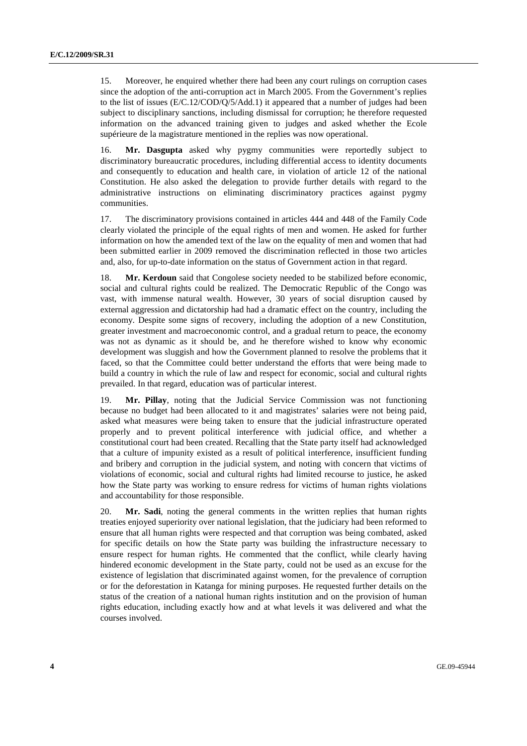15. Moreover, he enquired whether there had been any court rulings on corruption cases since the adoption of the anti-corruption act in March 2005. From the Government's replies to the list of issues (E/C.12/COD/Q/5/Add.1) it appeared that a number of judges had been subject to disciplinary sanctions, including dismissal for corruption; he therefore requested information on the advanced training given to judges and asked whether the Ecole supérieure de la magistrature mentioned in the replies was now operational.

16. **Mr. Dasgupta** asked why pygmy communities were reportedly subject to discriminatory bureaucratic procedures, including differential access to identity documents and consequently to education and health care, in violation of article 12 of the national Constitution. He also asked the delegation to provide further details with regard to the administrative instructions on eliminating discriminatory practices against pygmy communities.

17. The discriminatory provisions contained in articles 444 and 448 of the Family Code clearly violated the principle of the equal rights of men and women. He asked for further information on how the amended text of the law on the equality of men and women that had been submitted earlier in 2009 removed the discrimination reflected in those two articles and, also, for up-to-date information on the status of Government action in that regard.

18. **Mr. Kerdoun** said that Congolese society needed to be stabilized before economic, social and cultural rights could be realized. The Democratic Republic of the Congo was vast, with immense natural wealth. However, 30 years of social disruption caused by external aggression and dictatorship had had a dramatic effect on the country, including the economy. Despite some signs of recovery, including the adoption of a new Constitution, greater investment and macroeconomic control, and a gradual return to peace, the economy was not as dynamic as it should be, and he therefore wished to know why economic development was sluggish and how the Government planned to resolve the problems that it faced, so that the Committee could better understand the efforts that were being made to build a country in which the rule of law and respect for economic, social and cultural rights prevailed. In that regard, education was of particular interest.

19. **Mr. Pillay**, noting that the Judicial Service Commission was not functioning because no budget had been allocated to it and magistrates' salaries were not being paid, asked what measures were being taken to ensure that the judicial infrastructure operated properly and to prevent political interference with judicial office, and whether a constitutional court had been created. Recalling that the State party itself had acknowledged that a culture of impunity existed as a result of political interference, insufficient funding and bribery and corruption in the judicial system, and noting with concern that victims of violations of economic, social and cultural rights had limited recourse to justice, he asked how the State party was working to ensure redress for victims of human rights violations and accountability for those responsible.

20. **Mr. Sadi**, noting the general comments in the written replies that human rights treaties enjoyed superiority over national legislation, that the judiciary had been reformed to ensure that all human rights were respected and that corruption was being combated, asked for specific details on how the State party was building the infrastructure necessary to ensure respect for human rights. He commented that the conflict, while clearly having hindered economic development in the State party, could not be used as an excuse for the existence of legislation that discriminated against women, for the prevalence of corruption or for the deforestation in Katanga for mining purposes. He requested further details on the status of the creation of a national human rights institution and on the provision of human rights education, including exactly how and at what levels it was delivered and what the courses involved.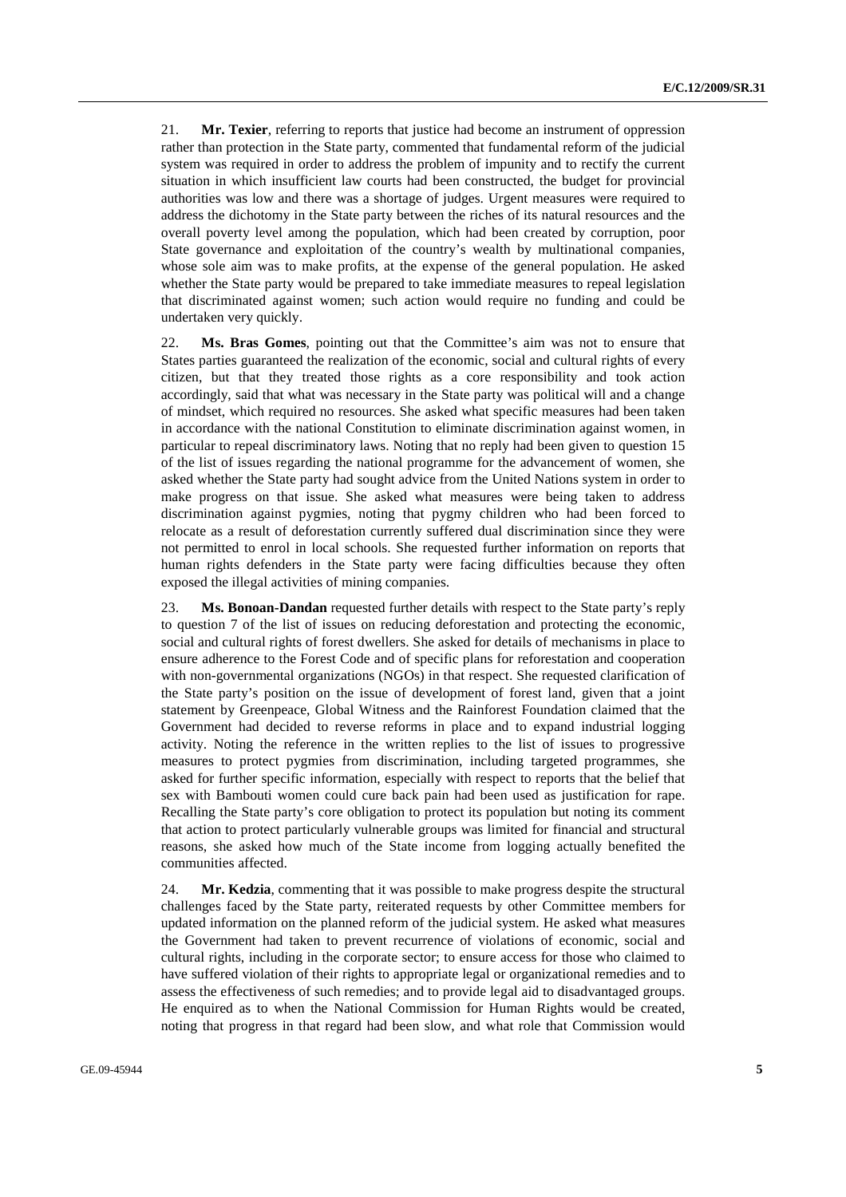21. **Mr. Texier**, referring to reports that justice had become an instrument of oppression rather than protection in the State party, commented that fundamental reform of the judicial system was required in order to address the problem of impunity and to rectify the current situation in which insufficient law courts had been constructed, the budget for provincial authorities was low and there was a shortage of judges. Urgent measures were required to address the dichotomy in the State party between the riches of its natural resources and the overall poverty level among the population, which had been created by corruption, poor State governance and exploitation of the country's wealth by multinational companies, whose sole aim was to make profits, at the expense of the general population. He asked whether the State party would be prepared to take immediate measures to repeal legislation that discriminated against women; such action would require no funding and could be undertaken very quickly.

22. **Ms. Bras Gomes**, pointing out that the Committee's aim was not to ensure that States parties guaranteed the realization of the economic, social and cultural rights of every citizen, but that they treated those rights as a core responsibility and took action accordingly, said that what was necessary in the State party was political will and a change of mindset, which required no resources. She asked what specific measures had been taken in accordance with the national Constitution to eliminate discrimination against women, in particular to repeal discriminatory laws. Noting that no reply had been given to question 15 of the list of issues regarding the national programme for the advancement of women, she asked whether the State party had sought advice from the United Nations system in order to make progress on that issue. She asked what measures were being taken to address discrimination against pygmies, noting that pygmy children who had been forced to relocate as a result of deforestation currently suffered dual discrimination since they were not permitted to enrol in local schools. She requested further information on reports that human rights defenders in the State party were facing difficulties because they often exposed the illegal activities of mining companies.

23. **Ms. Bonoan-Dandan** requested further details with respect to the State party's reply to question 7 of the list of issues on reducing deforestation and protecting the economic, social and cultural rights of forest dwellers. She asked for details of mechanisms in place to ensure adherence to the Forest Code and of specific plans for reforestation and cooperation with non-governmental organizations (NGOs) in that respect. She requested clarification of the State party's position on the issue of development of forest land, given that a joint statement by Greenpeace, Global Witness and the Rainforest Foundation claimed that the Government had decided to reverse reforms in place and to expand industrial logging activity. Noting the reference in the written replies to the list of issues to progressive measures to protect pygmies from discrimination, including targeted programmes, she asked for further specific information, especially with respect to reports that the belief that sex with Bambouti women could cure back pain had been used as justification for rape. Recalling the State party's core obligation to protect its population but noting its comment that action to protect particularly vulnerable groups was limited for financial and structural reasons, she asked how much of the State income from logging actually benefited the communities affected.

24. **Mr. Kedzia**, commenting that it was possible to make progress despite the structural challenges faced by the State party, reiterated requests by other Committee members for updated information on the planned reform of the judicial system. He asked what measures the Government had taken to prevent recurrence of violations of economic, social and cultural rights, including in the corporate sector; to ensure access for those who claimed to have suffered violation of their rights to appropriate legal or organizational remedies and to assess the effectiveness of such remedies; and to provide legal aid to disadvantaged groups. He enquired as to when the National Commission for Human Rights would be created, noting that progress in that regard had been slow, and what role that Commission would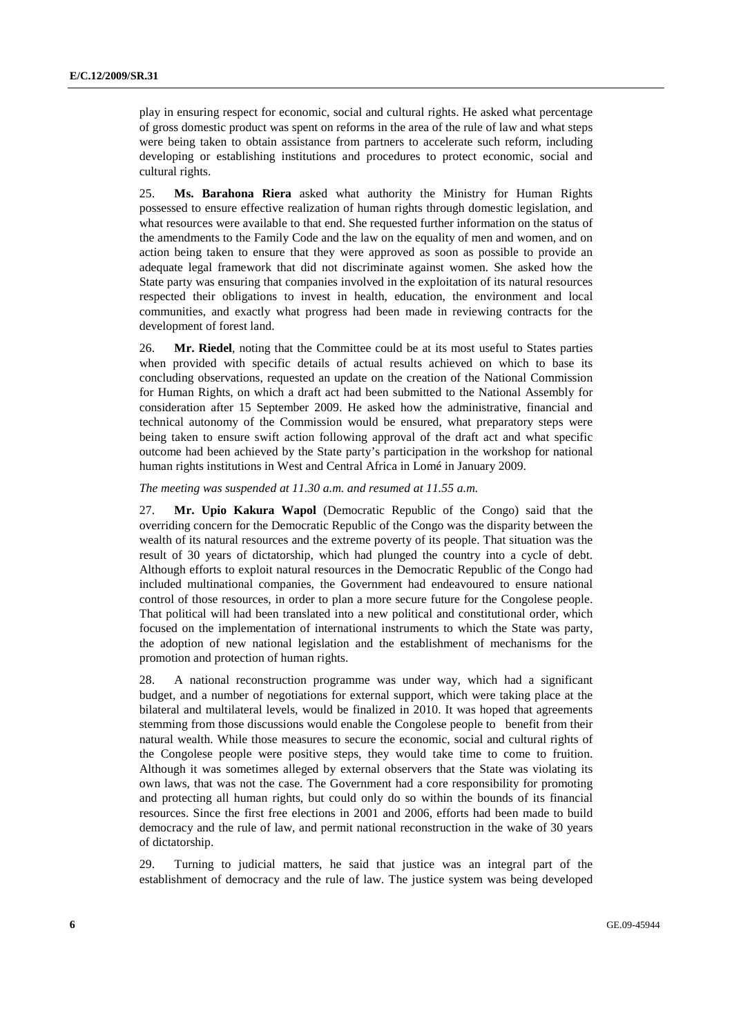play in ensuring respect for economic, social and cultural rights. He asked what percentage of gross domestic product was spent on reforms in the area of the rule of law and what steps were being taken to obtain assistance from partners to accelerate such reform, including developing or establishing institutions and procedures to protect economic, social and cultural rights.

25. **Ms. Barahona Riera** asked what authority the Ministry for Human Rights possessed to ensure effective realization of human rights through domestic legislation, and what resources were available to that end. She requested further information on the status of the amendments to the Family Code and the law on the equality of men and women, and on action being taken to ensure that they were approved as soon as possible to provide an adequate legal framework that did not discriminate against women. She asked how the State party was ensuring that companies involved in the exploitation of its natural resources respected their obligations to invest in health, education, the environment and local communities, and exactly what progress had been made in reviewing contracts for the development of forest land.

26. **Mr. Riedel**, noting that the Committee could be at its most useful to States parties when provided with specific details of actual results achieved on which to base its concluding observations, requested an update on the creation of the National Commission for Human Rights, on which a draft act had been submitted to the National Assembly for consideration after 15 September 2009. He asked how the administrative, financial and technical autonomy of the Commission would be ensured, what preparatory steps were being taken to ensure swift action following approval of the draft act and what specific outcome had been achieved by the State party's participation in the workshop for national human rights institutions in West and Central Africa in Lomé in January 2009.

*The meeting was suspended at 11.30 a.m. and resumed at 11.55 a.m.*

27. **Mr. Upio Kakura Wapol** (Democratic Republic of the Congo) said that the overriding concern for the Democratic Republic of the Congo was the disparity between the wealth of its natural resources and the extreme poverty of its people. That situation was the result of 30 years of dictatorship, which had plunged the country into a cycle of debt. Although efforts to exploit natural resources in the Democratic Republic of the Congo had included multinational companies, the Government had endeavoured to ensure national control of those resources, in order to plan a more secure future for the Congolese people. That political will had been translated into a new political and constitutional order, which focused on the implementation of international instruments to which the State was party, the adoption of new national legislation and the establishment of mechanisms for the promotion and protection of human rights.

28. A national reconstruction programme was under way, which had a significant budget, and a number of negotiations for external support, which were taking place at the bilateral and multilateral levels, would be finalized in 2010. It was hoped that agreements stemming from those discussions would enable the Congolese people to benefit from their natural wealth. While those measures to secure the economic, social and cultural rights of the Congolese people were positive steps, they would take time to come to fruition. Although it was sometimes alleged by external observers that the State was violating its own laws, that was not the case. The Government had a core responsibility for promoting and protecting all human rights, but could only do so within the bounds of its financial resources. Since the first free elections in 2001 and 2006, efforts had been made to build democracy and the rule of law, and permit national reconstruction in the wake of 30 years of dictatorship.

29. Turning to judicial matters, he said that justice was an integral part of the establishment of democracy and the rule of law. The justice system was being developed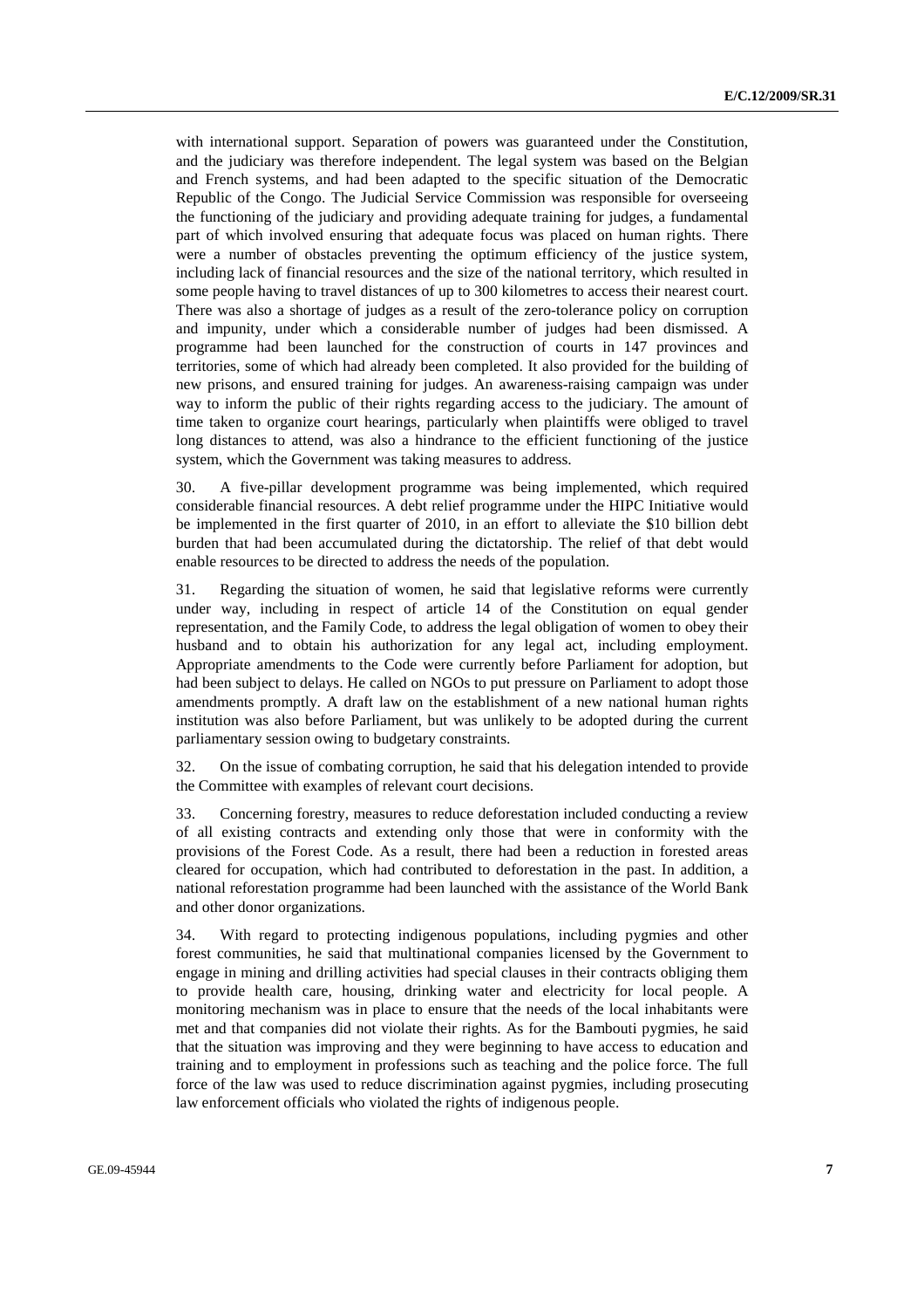with international support. Separation of powers was guaranteed under the Constitution, and the judiciary was therefore independent. The legal system was based on the Belgian and French systems, and had been adapted to the specific situation of the Democratic Republic of the Congo. The Judicial Service Commission was responsible for overseeing the functioning of the judiciary and providing adequate training for judges, a fundamental part of which involved ensuring that adequate focus was placed on human rights. There were a number of obstacles preventing the optimum efficiency of the justice system, including lack of financial resources and the size of the national territory, which resulted in some people having to travel distances of up to 300 kilometres to access their nearest court. There was also a shortage of judges as a result of the zero-tolerance policy on corruption and impunity, under which a considerable number of judges had been dismissed. A programme had been launched for the construction of courts in 147 provinces and territories, some of which had already been completed. It also provided for the building of new prisons, and ensured training for judges. An awareness-raising campaign was under way to inform the public of their rights regarding access to the judiciary. The amount of time taken to organize court hearings, particularly when plaintiffs were obliged to travel long distances to attend, was also a hindrance to the efficient functioning of the justice system, which the Government was taking measures to address.

30. A five-pillar development programme was being implemented, which required considerable financial resources. A debt relief programme under the HIPC Initiative would be implemented in the first quarter of 2010, in an effort to alleviate the $10 billion debt burden that had been accumulated during the dictatorship. The relief of that debt would enable resources to be directed to address the needs of the population.

31. Regarding the situation of women, he said that legislative reforms were currently under way, including in respect of article 14 of the Constitution on equal gender representation, and the Family Code, to address the legal obligation of women to obey their husband and to obtain his authorization for any legal act, including employment. Appropriate amendments to the Code were currently before Parliament for adoption, but had been subject to delays. He called on NGOs to put pressure on Parliament to adopt those amendments promptly. A draft law on the establishment of a new national human rights institution was also before Parliament, but was unlikely to be adopted during the current parliamentary session owing to budgetary constraints.

32. On the issue of combating corruption, he said that his delegation intended to provide the Committee with examples of relevant court decisions.

33. Concerning forestry, measures to reduce deforestation included conducting a review of all existing contracts and extending only those that were in conformity with the provisions of the Forest Code. As a result, there had been a reduction in forested areas cleared for occupation, which had contributed to deforestation in the past. In addition, a national reforestation programme had been launched with the assistance of the World Bank and other donor organizations.

34. With regard to protecting indigenous populations, including pygmies and other forest communities, he said that multinational companies licensed by the Government to engage in mining and drilling activities had special clauses in their contracts obliging them to provide health care, housing, drinking water and electricity for local people. A monitoring mechanism was in place to ensure that the needs of the local inhabitants were met and that companies did not violate their rights. As for the Bambouti pygmies, he said that the situation was improving and they were beginning to have access to education and training and to employment in professions such as teaching and the police force. The full force of the law was used to reduce discrimination against pygmies, including prosecuting law enforcement officials who violated the rights of indigenous people.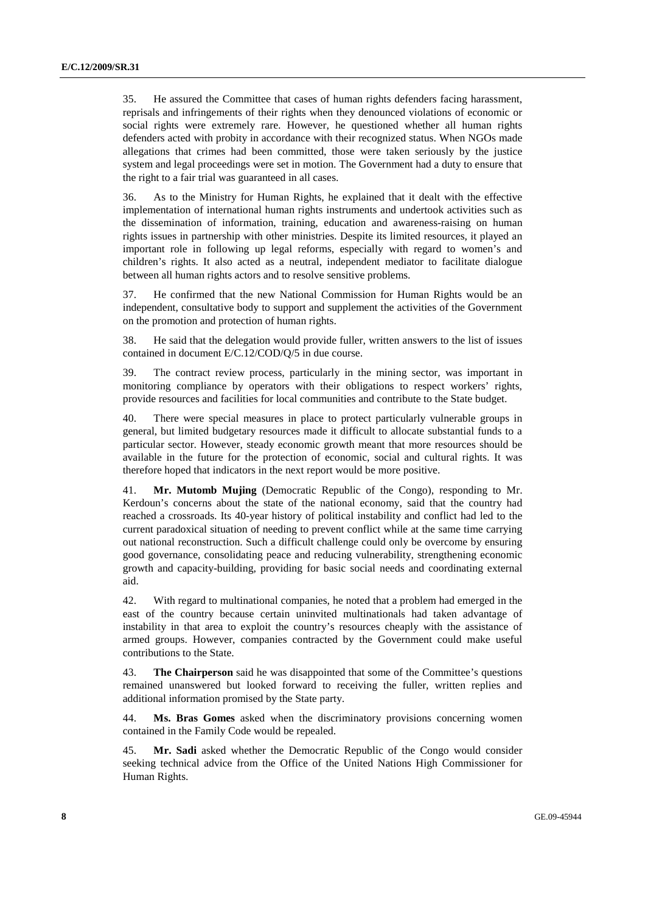35. He assured the Committee that cases of human rights defenders facing harassment, reprisals and infringements of their rights when they denounced violations of economic or social rights were extremely rare. However, he questioned whether all human rights defenders acted with probity in accordance with their recognized status. When NGOs made allegations that crimes had been committed, those were taken seriously by the justice system and legal proceedings were set in motion. The Government had a duty to ensure that the right to a fair trial was guaranteed in all cases.

36. As to the Ministry for Human Rights, he explained that it dealt with the effective implementation of international human rights instruments and undertook activities such as the dissemination of information, training, education and awareness-raising on human rights issues in partnership with other ministries. Despite its limited resources, it played an important role in following up legal reforms, especially with regard to women's and children's rights. It also acted as a neutral, independent mediator to facilitate dialogue between all human rights actors and to resolve sensitive problems.

37. He confirmed that the new National Commission for Human Rights would be an independent, consultative body to support and supplement the activities of the Government on the promotion and protection of human rights.

38. He said that the delegation would provide fuller, written answers to the list of issues contained in document E/C.12/COD/Q/5 in due course.

39. The contract review process, particularly in the mining sector, was important in monitoring compliance by operators with their obligations to respect workers' rights, provide resources and facilities for local communities and contribute to the State budget.

40. There were special measures in place to protect particularly vulnerable groups in general, but limited budgetary resources made it difficult to allocate substantial funds to a particular sector. However, steady economic growth meant that more resources should be available in the future for the protection of economic, social and cultural rights. It was therefore hoped that indicators in the next report would be more positive.

41. **Mr. Mutomb Mujing** (Democratic Republic of the Congo), responding to Mr. Kerdoun's concerns about the state of the national economy, said that the country had reached a crossroads. Its 40-year history of political instability and conflict had led to the current paradoxical situation of needing to prevent conflict while at the same time carrying out national reconstruction. Such a difficult challenge could only be overcome by ensuring good governance, consolidating peace and reducing vulnerability, strengthening economic growth and capacity-building, providing for basic social needs and coordinating external aid.

42. With regard to multinational companies, he noted that a problem had emerged in the east of the country because certain uninvited multinationals had taken advantage of instability in that area to exploit the country's resources cheaply with the assistance of armed groups. However, companies contracted by the Government could make useful contributions to the State.

43. **The Chairperson** said he was disappointed that some of the Committee's questions remained unanswered but looked forward to receiving the fuller, written replies and additional information promised by the State party.

44. **Ms. Bras Gomes** asked when the discriminatory provisions concerning women contained in the Family Code would be repealed.

45. **Mr. Sadi** asked whether the Democratic Republic of the Congo would consider seeking technical advice from the Office of the United Nations High Commissioner for Human Rights.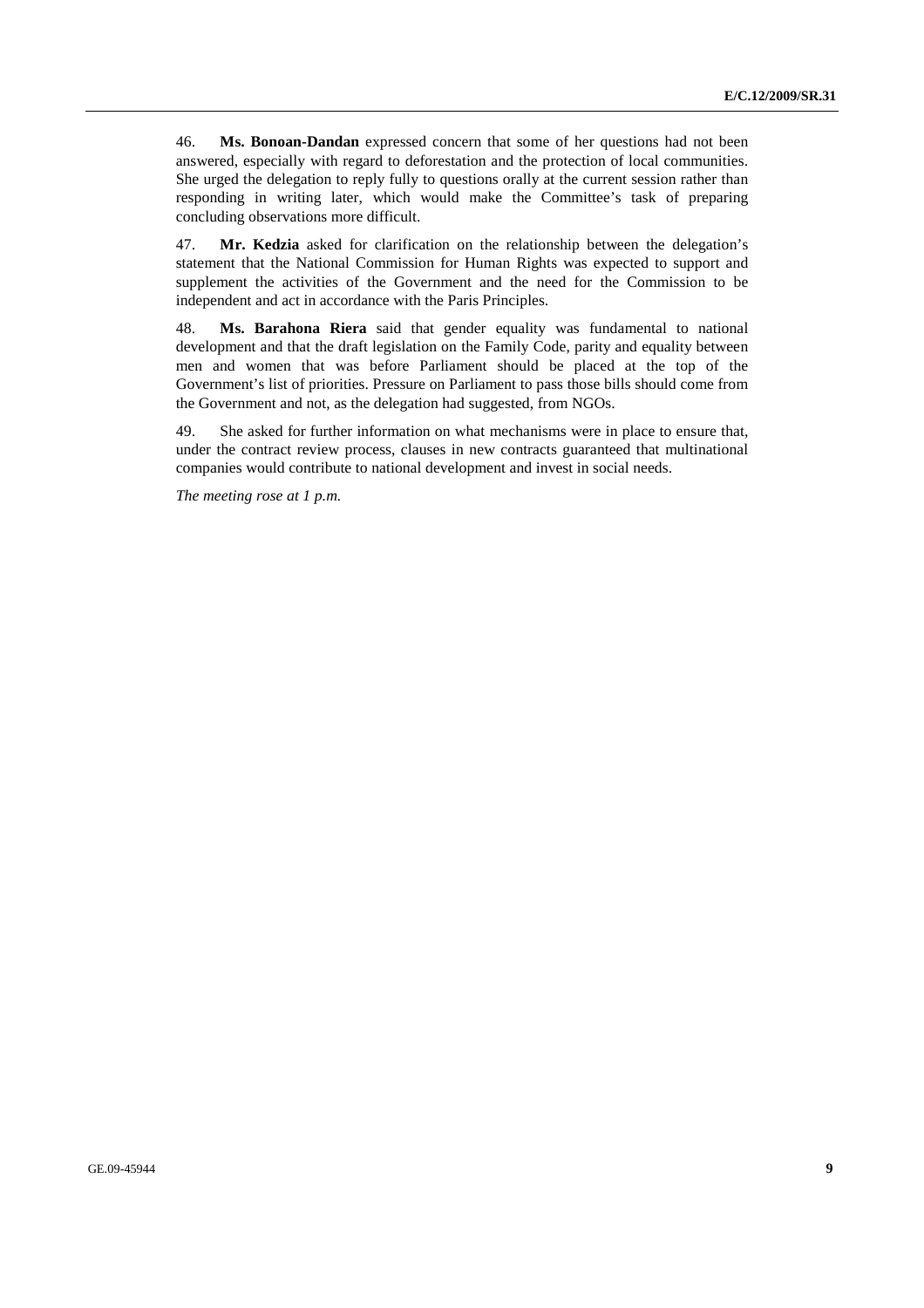46. **Ms. Bonoan-Dandan** expressed concern that some of her questions had not been answered, especially with regard to deforestation and the protection of local communities. She urged the delegation to reply fully to questions orally at the current session rather than responding in writing later, which would make the Committee's task of preparing concluding observations more difficult.

47. **Mr. Kedzia** asked for clarification on the relationship between the delegation's statement that the National Commission for Human Rights was expected to support and supplement the activities of the Government and the need for the Commission to be independent and act in accordance with the Paris Principles.

48. **Ms. Barahona Riera** said that gender equality was fundamental to national development and that the draft legislation on the Family Code, parity and equality between men and women that was before Parliament should be placed at the top of the Government's list of priorities. Pressure on Parliament to pass those bills should come from the Government and not, as the delegation had suggested, from NGOs.

49. She asked for further information on what mechanisms were in place to ensure that, under the contract review process, clauses in new contracts guaranteed that multinational companies would contribute to national development and invest in social needs.

*The meeting rose at 1 p.m.*